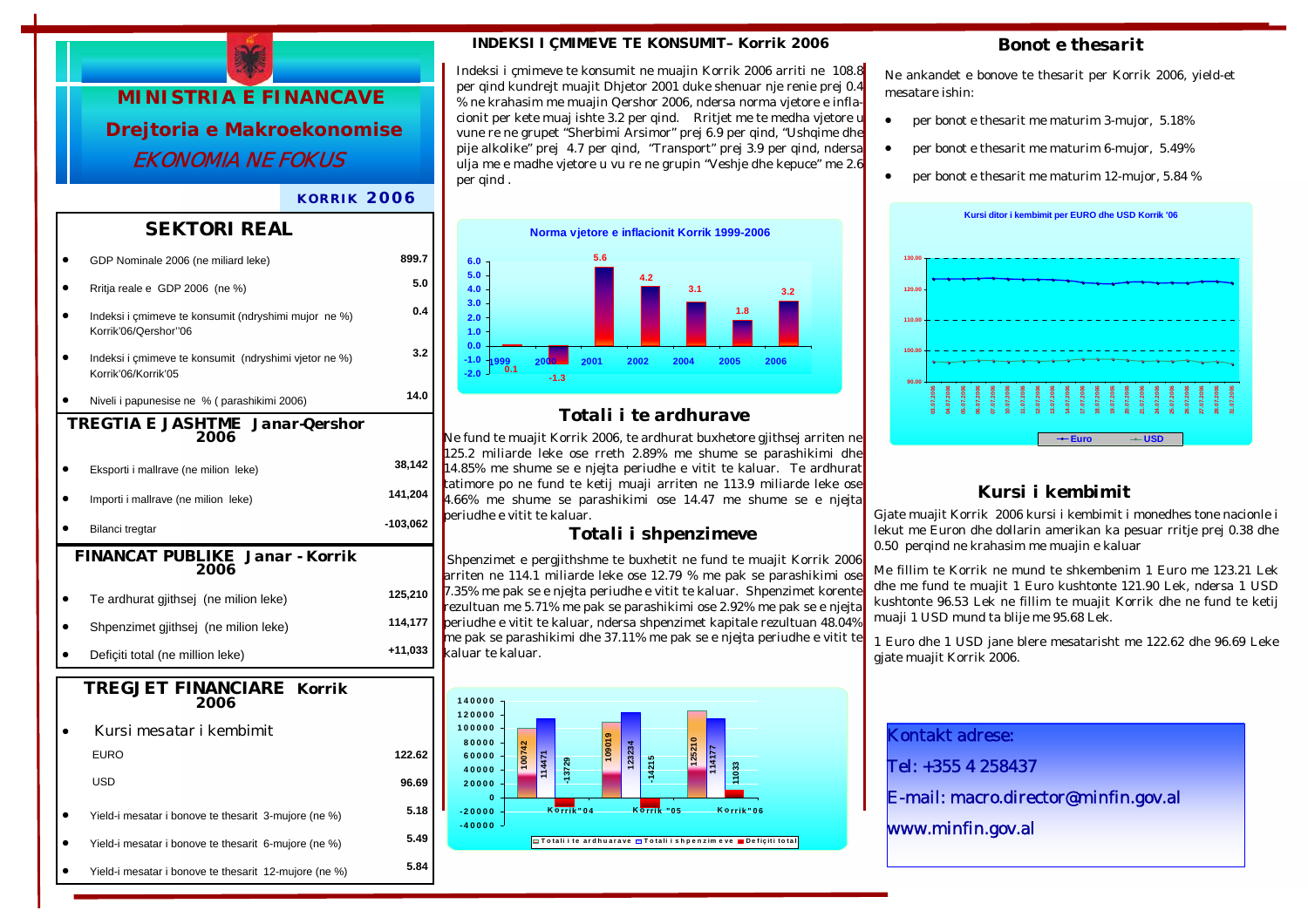# MINISTRIA E FINANCAVE

## Drejtoria e Makroekonomise

*EKONOMIA NE FOKUS*

**KORRIK 2006**

## SEKTORI REAL

| | |
|---|---|
| GDP Nominale 2006 (ne miliard leke) | 899.7 |
| Rritja reale e GDP 2006 (ne %) | 5.0 |
| Indeksi i çmimeve te konsumit (ndryshimi mujor ne %) Korrik'06/Qershor''06 | 0.4 |
| Indeksi i çmimeve te konsumit (ndryshimi vjetor ne %) Korrik'06/Korrik'05 | 3.2 |
| Niveli i papunesise ne % ( parashikimi 2006) | 14.0 |

## TREGTIA E JASHTME Janar-Qershor 2006

| | |
|---|---|
| Eksporti i mallrave (ne milion leke) | 38,142 |
| Importi i mallrave (ne milion leke) | 141,204 |
| Bilanci tregtar | -103,062 |

## FINANCAT PUBLIKE Janar - Korrik 2006

| | |
|---|---|
| Te ardhurat gjithsej (ne milion leke) | 125,210 |
| Shpenzimet gjithsej (ne milion leke) | 114,177 |
| Defiçiti total (ne million leke) | +11,033 |

## TREGJET FINANCIARE Korrik 2006

| | |
|---|---|
| Kursi mesatar i kembimit | |
| EURO | 122.62 |
| USD | 96.69 |
| Yield-i mesatar i bonove te thesarit 3-mujore (ne %) | 5.18 |
| Yield-i mesatar i bonove te thesarit 6-mujore (ne %) | 5.49 |
| Yield-i mesatar i bonove te thesarit 12-mujore (ne %) | 5.84 |

## INDEKSI I ÇMIMEVE TE KONSUMIT– Korrik 2006

Indeksi i çmimeve te konsumit ne muajin Korrik 2006 arriti ne 108.8 per qind kundrejt muajit Dhjetor 2001 duke shenuar nje renie prej 0.4 % ne krahasim me muajin Qershor 2006, ndersa norma vjetore e inflacionit per kete muaj ishte 3.2 per qind. Rritjet me te medha vjetore u vune re ne grupet "Sherbimi Arsimor" prej 6.9 per qind, "Ushqime dhe pije alkolike" prej 4.7 per qind, "Transport" prej 3.9 per qind, ndersa ulja me e madhe vjetore u vu re ne grupin "Veshje dhe kepuce" me 2.6 per qind .

**Norma vjetore e inflacionit Korrik 1999-2006**

| 1999 | 2000 | 2001 | 2002 | 2004 | 2005 | 2006 |
|---|---|---|---|---|---|---|
| 0.1 | -1.3 | 5.6 | 4.2 | 3.1 | 1.8 | 3.2 |

## Totali i te ardhurave

Ne fund te muajit Korrik 2006, te ardhurat buxhetore gjithsej arriten ne 125.2 miliarde leke ose rreth 2.89% me shume se parashikimi dhe 14.85% me shume se e njejta periudhe e vitit te kaluar. Te ardhurat tatimore po ne fund te ketij muaji arriten ne 113.9 miliarde leke ose 4.66% me shume se parashikimi ose 14.47 me shume se e njejta periudhe e vitit te kaluar.

## Totali i shpenzimeve

Shpenzimet e pergjithshme te buxhetit ne fund te muajit Korrik 2006 arriten ne 114.1 miliarde leke ose 12.79 % me pak se parashikimi ose 7.35% me pak se e njejta periudhe e vitit te kaluar. Shpenzimet korente rezultuan me 5.71% me pak se parashikimi ose 2.92% me pak se e njejta periudhe e vitit te kaluar, ndersa shpenzimet kapitale rezultuan 48.04% me pak se parashikimi dhe 37.11% me pak se e njejta periudhe e vitit te kaluar te kaluar.

| | Korrik"04 | Korrik "05 | Korrik"06 |
|---|---|---|---|
| Totali i te ardhuarave | 100742 | 109019 | 125210 |
| Totali i shpenzimeve | 114471 | 123234 | 114177 |
| Defiçiti total | -13729 | -14215 | 11033 |

## Bonot e thesarit

Ne ankandet e bonove te thesarit per Korrik 2006, yield-et mesatare ishin:

- per bonot e thesarit me maturim 3-mujor, 5.18%
- per bonot e thesarit me maturim 6-mujor, 5.49%
- per bonot e thesarit me maturim 12-mujor, 5.84 %

**Kursi ditor i kembimit per EURO dhe USD Korrik '06**

## Kursi i kembimit

Gjate muajit Korrik 2006 kursi i kembimit i monedhes tone nacionle i lekut me Euron dhe dollarin amerikan ka pesuar rritje prej 0.38 dhe 0.50 perqind ne krahasim me muajin e kaluar

Me fillim te Korrik ne mund te shkembenim 1 Euro me 123.21 Lek dhe me fund te muajit 1 Euro kushtonte 121.90 Lek, ndersa 1 USD kushtonte 96.53 Lek ne fillim te muajit Korrik dhe ne fund te ketij muaji 1 USD mund ta blije me 95.68 Lek.

1 Euro dhe 1 USD jane blere mesatarisht me 122.62 dhe 96.69 Leke gjate muajit Korrik 2006.

Kontakt adrese:

Tel: +355 4 258437

E-mail: macro.director@minfin.gov.al

www.minfin.gov.al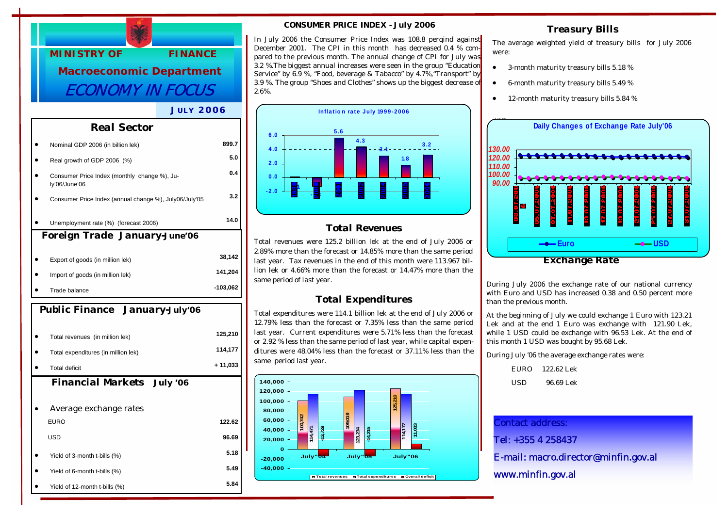# MINISTRY OF FINANCE

## Macroeconomic Department

## *ECONOMY IN FOCUS*

### JULY 2006

## Real Sector

| | |
|---|---|
| Nominal GDP 2006 (in billion lek) | 899.7 |
| Real growth of GDP 2006 (%) | 5.0 |
| Consumer Price Index (monthly change %), July'06/June'06 | 0.4 |
| Consumer Price Index (annual change %), July06/July'05 | 3.2 |
| Unemployment rate (%) (forecast 2006) | 14.0 |

## Foreign Trade January-June'06

| | |
|---|---|
| Export of goods (in million lek) | 38,142 |
| Import of goods (in million lek) | 141,204 |
| Trade balance | -103,062 |

## Public Finance January-July'06

| | |
|---|---|
| Total revenues (in million lek) | 125,210 |
| Total expenditures (in million lek) | 114,177 |
| Total deficit | + 11,033 |

## Financial Markets July '06

| | |
|---|---|
| Average exchange rates | |
| EURO | 122.62 |
| USD | 96.69 |
| Yield of 3-month t-bills (%) | 5.18 |
| Yield of 6-month t-bills (%) | 5.49 |
| Yield of 12-month t-bills (%) | 5.84 |

## CONSUMER PRICE INDEX - July 2006

In July 2006 the Consumer Price Index was 108.8 perqind against December 2001. The CPI in this month has decreased 0.4 % compared to the previous month. The annual change of CPI for July was 3.2 %.The biggest annual increases were seen in the group "Education Service" by 6.9 %, "Food, beverage & Tabacco" by 4.7%,"Transport" by 3.9 %. The group "Shoes and Clothes" shows up the biggest decrease of 2.6%.

Inflation rate July 1999-2006

5.6
4.3
3.1
1.8
3.2

## Total Revenues

Total revenues were 125.2 billion lek at the end of July 2006 or 2.89% more than the forecast or 14.85% more than the same period last year. Tax revenues in the end of this month were 113.967 billion lek or 4.66% more than the forecast or 14.47% more than the same period of last year.

## Total Expenditures

Total expenditures were 114.1 billion lek at the end of July 2006 or 12.79% less than the forecast or 7.35% less than the same period last year. Current expenditures were 5.71% less than the forecast or 2.92 % less than the same period of last year, while capital expenditures were 48.04% less than the forecast or 37.11% less than the same period last year.

July"04 100,742 114,471 -13,729
July"05 109,019 123,234 -14,215
July"06 125,210 114,177 11,033

Total revenues Total expenditures Overall deficit

## Treasury Bills

The average weighted yield of treasury bills for July 2006 were:

- 3-month maturity treasury bills 5.18 %
- 6-month maturity treasury bills 5.49 %
- 12-month maturity treasury bills 5.84 %

Daily Changes of Exchange Rate July'06

Euro
USD

## Exchange Rate

During July 2006 the exchange rate of our national currency with Euro and USD has increased 0.38 and 0.50 percent more than the previous month.

At the beginning of July we could exchange 1 Euro with 123.21 Lek and at the end 1 Euro was exchange with 121.90 Lek, while 1 USD could be exchange with 96.53 Lek. At the end of this month 1 USD was bought by 95.68 Lek.

During July '06 the average exchange rates were:

EURO 122.62 Lek

USD 96.69 Lek

Contact address:

Tel: +355 4 258437

E-mail: macro.director@minfin.gov.al

www.minfin.gov.al